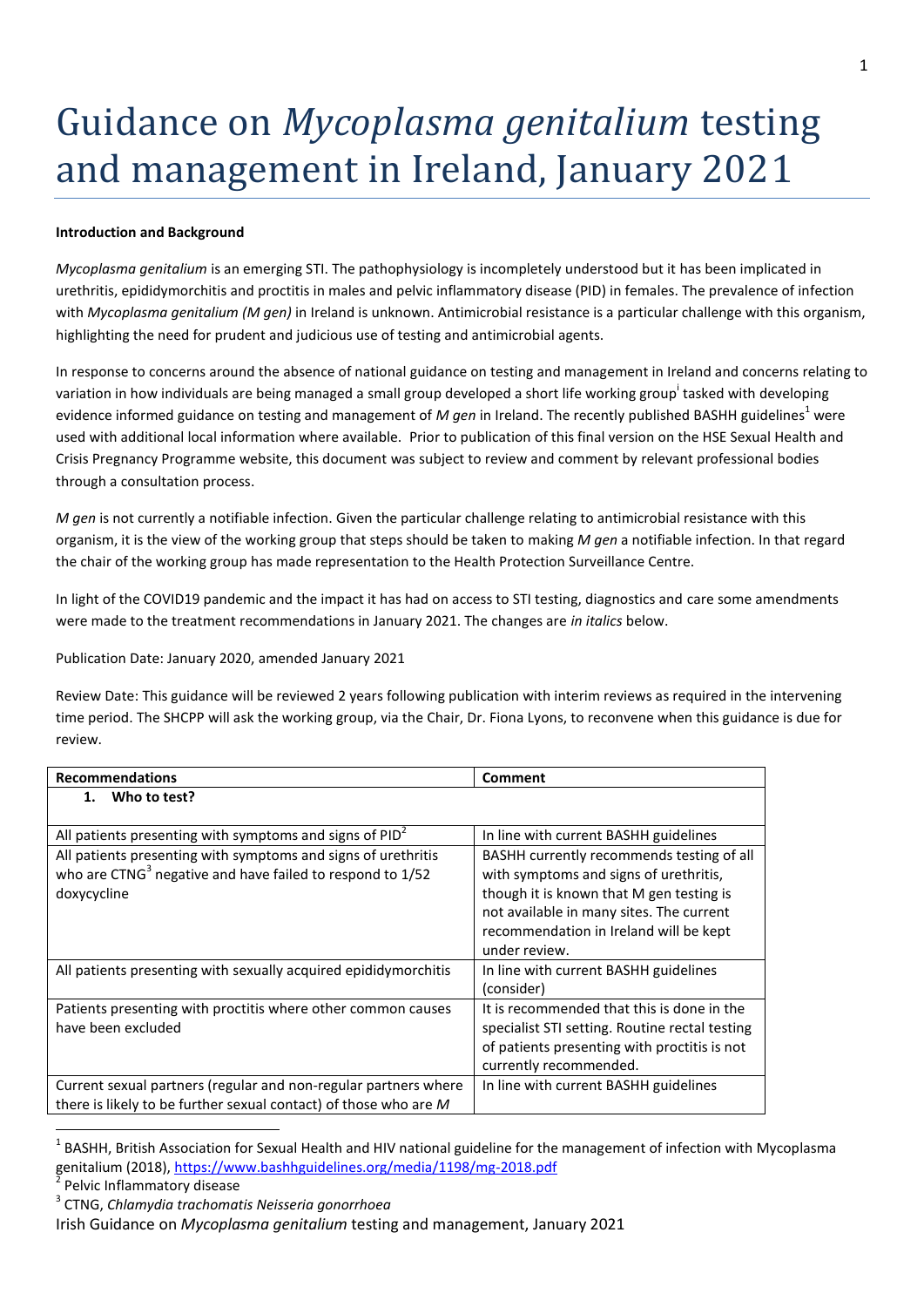# Guidance on *Mycoplasma genitalium* testing and management in Ireland, January 2021

**Introduction and Background**

*Mycoplasma genitalium* is an emerging STI. The pathophysiology is incompletely understood but it has been implicated in urethritis, epididymorchitis and proctitis in males and pelvic inflammatory disease (PID) in females. The prevalence of infection with *Mycoplasma genitalium (M gen)* in Ireland is unknown. Antimicrobial resistance is a particular challenge with this organism, highlighting the need for prudent and judicious use of testing and antimicrobial agents.

In response to concerns around the absence of national guidance on testing and management in Ireland and concerns relating to variation in how individuals are being managed a small group developed a short life working group[i] tasked with developing evidence informed guidance on testing and management of *M gen* in Ireland. The recently published BASHH guidelines[1] were used with additional local information where available. Prior to publication of this final version on the HSE Sexual Health and Crisis Pregnancy Programme website, this document was subject to review and comment by relevant professional bodies through a consultation process.

*M gen* is not currently a notifiable infection. Given the particular challenge relating to antimicrobial resistance with this organism, it is the view of the working group that steps should be taken to making *M gen* a notifiable infection. In that regard the chair of the working group has made representation to the Health Protection Surveillance Centre.

In light of the COVID19 pandemic and the impact it has had on access to STI testing, diagnostics and care some amendments were made to the treatment recommendations in January 2021. The changes are *in italics* below.

Publication Date: January 2020, amended January 2021

Review Date: This guidance will be reviewed 2 years following publication with interim reviews as required in the intervening time period. The SHCPP will ask the working group, via the Chair, Dr. Fiona Lyons, to reconvene when this guidance is due for review.

| **Recommendations** | **Comment** |
|---|---|
| **1. Who to test?** | |
| All patients presenting with symptoms and signs of PID[2] | In line with current BASHH guidelines |
| All patients presenting with symptoms and signs of urethritis who are CTNG[3] negative and have failed to respond to 1/52 doxycycline | BASHH currently recommends testing of all with symptoms and signs of urethritis, though it is known that M gen testing is not available in many sites. The current recommendation in Ireland will be kept under review. |
| All patients presenting with sexually acquired epididymorchitis | In line with current BASHH guidelines (consider) |
| Patients presenting with proctitis where other common causes have been excluded | It is recommended that this is done in the specialist STI setting. Routine rectal testing of patients presenting with proctitis is not currently recommended. |
| Current sexual partners (regular and non-regular partners where there is likely to be further sexual contact) of those who are *M* | In line with current BASHH guidelines |

[1] BASHH, British Association for Sexual Health and HIV national guideline for the management of infection with Mycoplasma genitalium (2018), https://www.bashhguidelines.org/media/1198/mg-2018.pdf

[2] Pelvic Inflammatory disease

[3] CTNG, *Chlamydia trachomatis Neisseria gonorrhoea*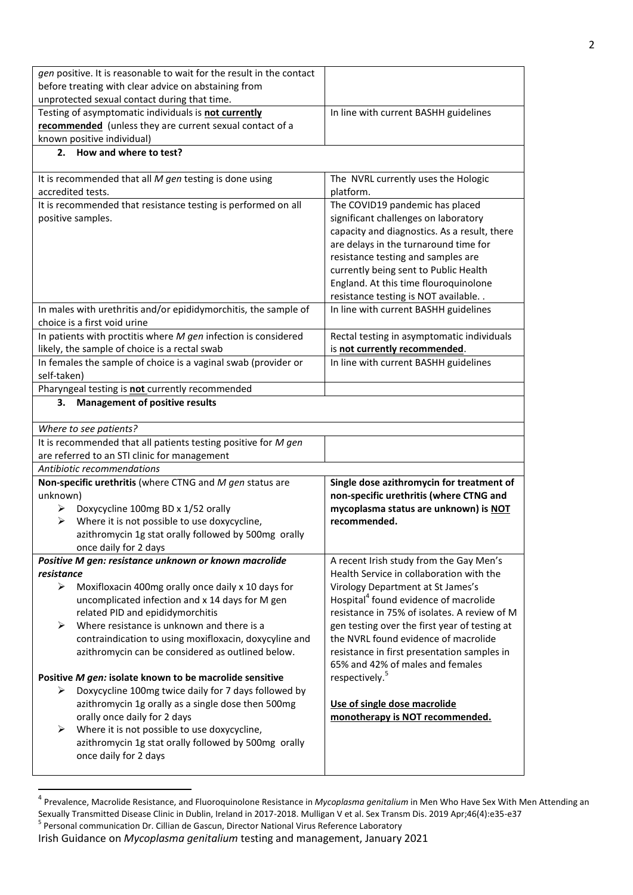| | |
|---|---|
| *gen* positive. It is reasonable to wait for the result in the contact before treating with clear advice on abstaining from unprotected sexual contact during that time. | |
| Testing of asymptomatic individuals is **not currently recommended** (unless they are current sexual contact of a known positive individual) | In line with current BASHH guidelines |
| **2. How and where to test?** | |
| It is recommended that all *M gen* testing is done using accredited tests. | The NVRL currently uses the Hologic platform. |
| It is recommended that resistance testing is performed on all positive samples. | The COVID19 pandemic has placed significant challenges on laboratory capacity and diagnostics. As a result, there are delays in the turnaround time for resistance testing and samples are currently being sent to Public Health England. At this time flouroquinolone resistance testing is NOT available. . |
| In males with urethritis and/or epididymorchitis, the sample of choice is a first void urine | In line with current BASHH guidelines |
| In patients with proctitis where *M gen* infection is considered likely, the sample of choice is a rectal swab | Rectal testing in asymptomatic individuals is **not currently recommended**. |
| In females the sample of choice is a vaginal swab (provider or self-taken) | In line with current BASHH guidelines |
| Pharyngeal testing is **not** currently recommended | |
| **3. Management of positive results** | |
| *Where to see patients?* | |
| It is recommended that all patients testing positive for *M gen* are referred to an STI clinic for management | |
| *Antibiotic recommendations* | |
| **Non-specific urethritis** (where CTNG and *M gen* status are unknown)<br>➢ Doxycycline 100mg BD x 1/52 orally<br>➢ Where it is not possible to use doxycycline, azithromycin 1g stat orally followed by 500mg orally once daily for 2 days | **Single dose azithromycin for treatment of non-specific urethritis (where CTNG and mycoplasma status are unknown) is NOT recommended.** |
| ***Positive M gen: resistance unknown or known macrolide resistance***<br>➢ Moxifloxacin 400mg orally once daily x 10 days for uncomplicated infection and x 14 days for M gen related PID and epididymorchitis<br>➢ Where resistance is unknown and there is a contraindication to using moxifloxacin, doxycyline and azithromycin can be considered as outlined below.<br><br>**Positive *M gen:* isolate known to be macrolide sensitive**<br>➢ Doxycycline 100mg twice daily for 7 days followed by azithromycin 1g orally as a single dose then 500mg orally once daily for 2 days<br>➢ Where it is not possible to use doxycycline, azithromycin 1g stat orally followed by 500mg orally once daily for 2 days | A recent Irish study from the Gay Men's Health Service in collaboration with the Virology Department at St James's Hospital[4] found evidence of macrolide resistance in 75% of isolates. A review of M gen testing over the first year of testing at the NVRL found evidence of macrolide resistance in first presentation samples in 65% and 42% of males and females respectively.[5]<br><br>**Use of single dose macrolide monotherapy is NOT recommended.** |

[4] Prevalence, Macrolide Resistance, and Fluoroquinolone Resistance in *Mycoplasma genitalium* in Men Who Have Sex With Men Attending an Sexually Transmitted Disease Clinic in Dublin, Ireland in 2017-2018. Mulligan V et al. Sex Transm Dis. 2019 Apr;46(4):e35-e37

[5] Personal communication Dr. Cillian de Gascun, Director National Virus Reference Laboratory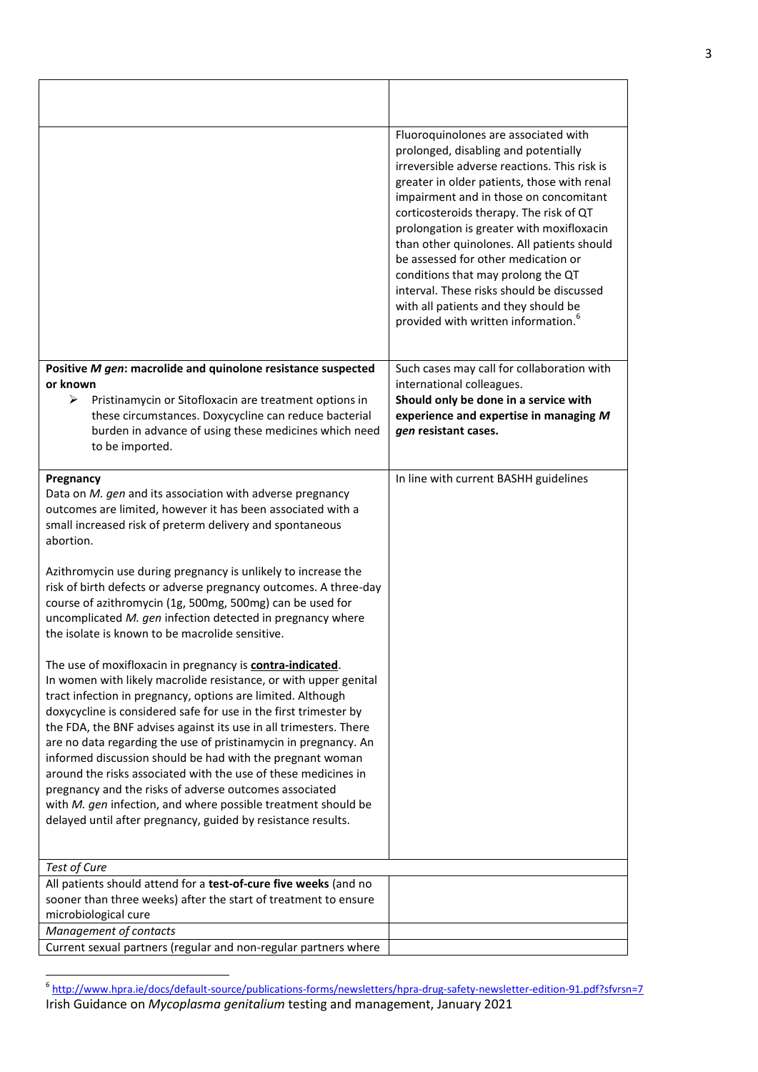| | |
|---|---|
| | |
| | Fluoroquinolones are associated with prolonged, disabling and potentially irreversible adverse reactions. This risk is greater in older patients, those with renal impairment and in those on concomitant corticosteroids therapy. The risk of QT prolongation is greater with moxifloxacin than other quinolones. All patients should be assessed for other medication or conditions that may prolong the QT interval. These risks should be discussed with all patients and they should be provided with written information.[6] |
| **Positive *M gen*: macrolide and quinolone resistance suspected or known**<br>➢ Pristinamycin or Sitofloxacin are treatment options in these circumstances. Doxycycline can reduce bacterial burden in advance of using these medicines which need to be imported. | Such cases may call for collaboration with international colleagues.<br>**Should only be done in a service with experience and expertise in managing *M gen* resistant cases.** |
| **Pregnancy**<br>Data on *M. gen* and its association with adverse pregnancy outcomes are limited, however it has been associated with a small increased risk of preterm delivery and spontaneous abortion.<br><br>Azithromycin use during pregnancy is unlikely to increase the risk of birth defects or adverse pregnancy outcomes. A three-day course of azithromycin (1g, 500mg, 500mg) can be used for uncomplicated *M. gen* infection detected in pregnancy where the isolate is known to be macrolide sensitive.<br><br>The use of moxifloxacin in pregnancy is **contra-indicated**.<br>In women with likely macrolide resistance, or with upper genital tract infection in pregnancy, options are limited. Although doxycycline is considered safe for use in the first trimester by the FDA, the BNF advises against its use in all trimesters. There are no data regarding the use of pristinamycin in pregnancy. An informed discussion should be had with the pregnant woman around the risks associated with the use of these medicines in pregnancy and the risks of adverse outcomes associated with *M. gen* infection, and where possible treatment should be delayed until after pregnancy, guided by resistance results. | In line with current BASHH guidelines |
| *Test of Cure* | |
| All patients should attend for a **test-of-cure five weeks** (and no sooner than three weeks) after the start of treatment to ensure microbiological cure | |
| *Management of contacts* | |
| Current sexual partners (regular and non-regular partners where | |

[6] http://www.hpra.ie/docs/default-source/publications-forms/newsletters/hpra-drug-safety-newsletter-edition-91.pdf?sfvrsn=7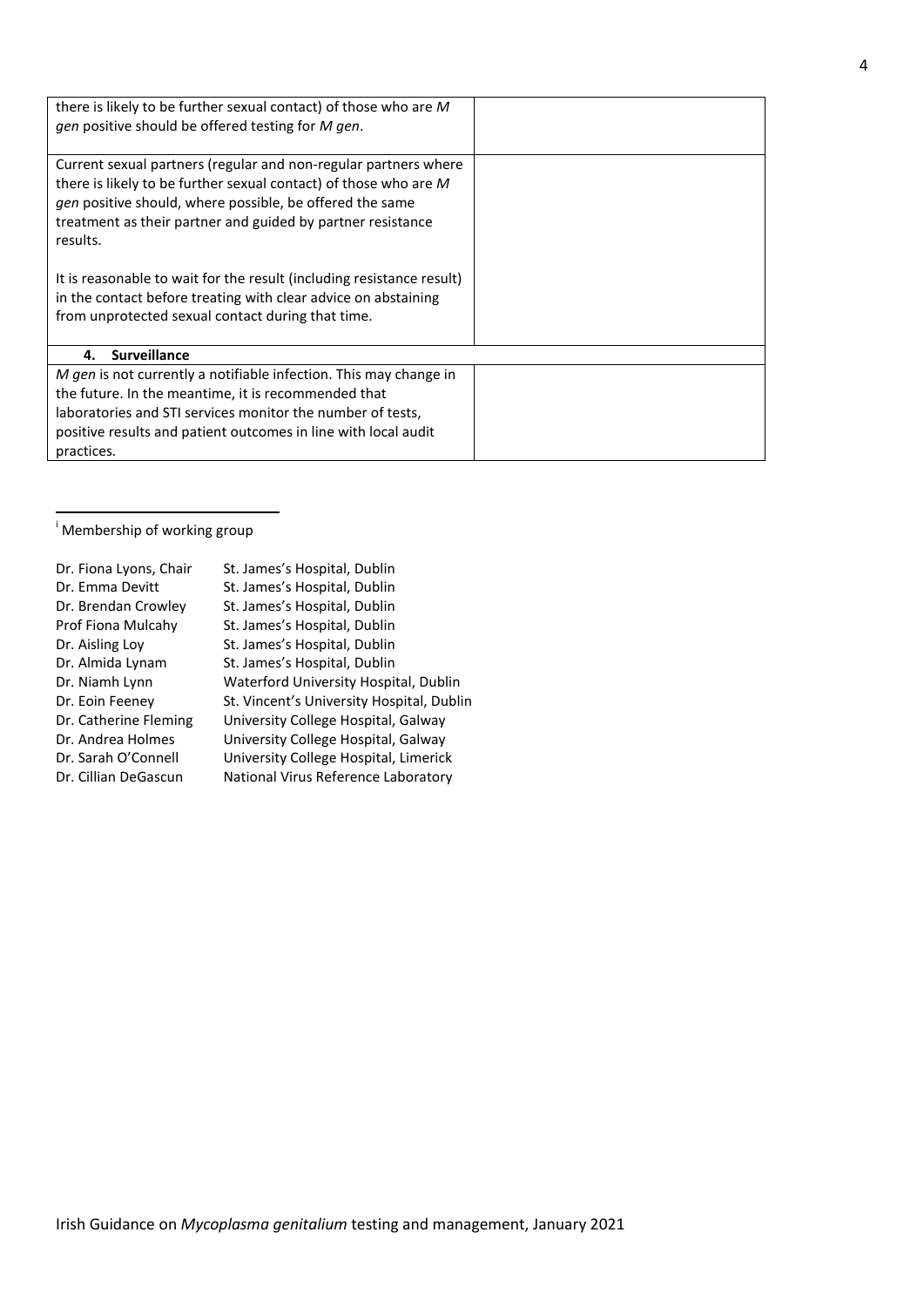| | |
|---|---|
| there is likely to be further sexual contact) of those who are *M gen* positive should be offered testing for *M gen*. | |
| Current sexual partners (regular and non-regular partners where there is likely to be further sexual contact) of those who are *M gen* positive should, where possible, be offered the same treatment as their partner and guided by partner resistance results.<br><br>It is reasonable to wait for the result (including resistance result) in the contact before treating with clear advice on abstaining from unprotected sexual contact during that time. | |
| **4. Surveillance** | |
| *M gen* is not currently a notifiable infection. This may change in the future. In the meantime, it is recommended that laboratories and STI services monitor the number of tests, positive results and patient outcomes in line with local audit practices. | |

[i] Membership of working group

| | |
|---|---|
| Dr. Fiona Lyons, Chair | St. James's Hospital, Dublin |
| Dr. Emma Devitt | St. James's Hospital, Dublin |
| Dr. Brendan Crowley | St. James's Hospital, Dublin |
| Prof Fiona Mulcahy | St. James's Hospital, Dublin |
| Dr. Aisling Loy | St. James's Hospital, Dublin |
| Dr. Almida Lynam | St. James's Hospital, Dublin |
| Dr. Niamh Lynn | Waterford University Hospital, Dublin |
| Dr. Eoin Feeney | St. Vincent's University Hospital, Dublin |
| Dr. Catherine Fleming | University College Hospital, Galway |
| Dr. Andrea Holmes | University College Hospital, Galway |
| Dr. Sarah O'Connell | University College Hospital, Limerick |
| Dr. Cillian DeGascun | National Virus Reference Laboratory |